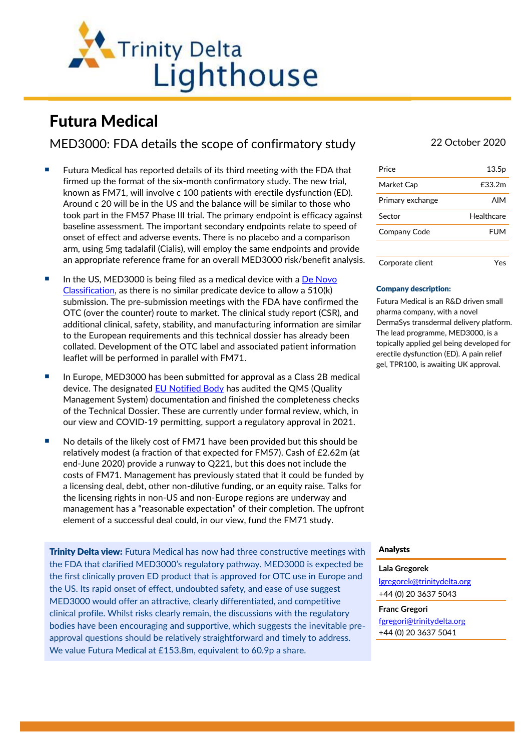Trinity Delta Lighthouse

# Futura Medical

## MED3000: FDA details the scope of confirmatory study

22 October 2020

- Futura Medical has reported details of its third meeting with the FDA that firmed up the format of the six-month confirmatory study. The new trial, known as FM71, will involve c 100 patients with erectile dysfunction (ED). Around c 20 will be in the US and the balance will be similar to those who took part in the FM57 Phase III trial. The primary endpoint is efficacy against baseline assessment. The important secondary endpoints relate to speed of onset of effect and adverse events. There is no placebo and a comparison arm, using 5mg tadalafil (Cialis), will employ the same endpoints and provide an appropriate reference frame for an overall MED3000 risk/benefit analysis.
- In the US, MED3000 is being filed as a medical device with a De Novo Classification, as there is no similar predicate device to allow a 510(k) submission. The pre-submission meetings with the FDA have confirmed the OTC (over the counter) route to market. The clinical study report (CSR), and additional clinical, safety, stability, and manufacturing information are similar to the European requirements and this technical dossier has already been collated. Development of the OTC label and associated patient information leaflet will be performed in parallel with FM71.
- In Europe, MED3000 has been submitted for approval as a Class 2B medical device. The designated EU Notified Body has audited the QMS (Quality Management System) documentation and finished the completeness checks of the Technical Dossier. These are currently under formal review, which, in our view and COVID-19 permitting, support a regulatory approval in 2021.
- No details of the likely cost of FM71 have been provided but this should be relatively modest (a fraction of that expected for FM57). Cash of £2.62m (at end-June 2020) provide a runway to Q221, but this does not include the costs of FM71. Management has previously stated that it could be funded by a licensing deal, debt, other non-dilutive funding, or an equity raise. Talks for the licensing rights in non-US and non-Europe regions are underway and management has a "reasonable expectation" of their completion. The upfront element of a successful deal could, in our view, fund the FM71 study.

**Trinity Delta view:** Futura Medical has now had three constructive meetings with the FDA that clarified MED3000's regulatory pathway. MED3000 is expected be the first clinically proven ED product that is approved for OTC use in Europe and the US. Its rapid onset of effect, undoubted safety, and ease of use suggest MED3000 would offer an attractive, clearly differentiated, and competitive clinical profile. Whilst risks clearly remain, the discussions with the regulatory bodies have been encouraging and supportive, which suggests the inevitable pre-approval questions should be relatively straightforward and timely to address. We value Futura Medical at £153.8m, equivalent to 60.9p a share.

| | |
|---|---|
| Price | 13.5p |
| Market Cap | £33.2m |
| Primary exchange | AIM |
| Sector | Healthcare |
| Company Code | FUM |
| Corporate client | Yes |

**Company description:**

Futura Medical is an R&D driven small pharma company, with a novel DermaSys transdermal delivery platform. The lead programme, MED3000, is a topically applied gel being developed for erectile dysfunction (ED). A pain relief gel, TPR100, is awaiting UK approval.

**Analysts**

**Lala Gregorek**
lgregorek@trinitydelta.org
+44 (0) 20 3637 5043

**Franc Gregori**
fgregori@trinitydelta.org
+44 (0) 20 3637 5041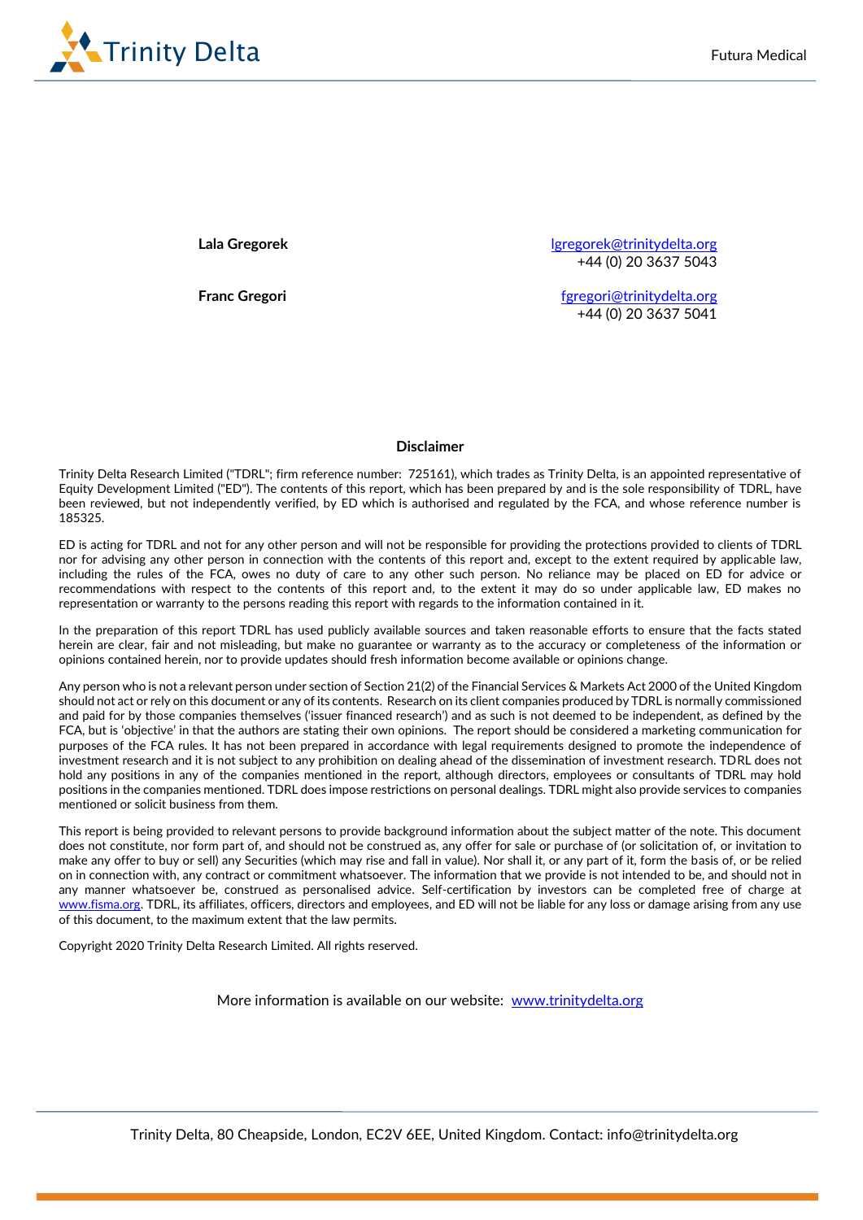**Lala Gregorek** lgregorek@trinitydelta.org
+44 (0) 20 3637 5043

**Franc Gregori** fgregori@trinitydelta.org
+44 (0) 20 3637 5041

## Disclaimer

Trinity Delta Research Limited ("TDRL"; firm reference number: 725161), which trades as Trinity Delta, is an appointed representative of Equity Development Limited ("ED"). The contents of this report, which has been prepared by and is the sole responsibility of TDRL, have been reviewed, but not independently verified, by ED which is authorised and regulated by the FCA, and whose reference number is 185325.

ED is acting for TDRL and not for any other person and will not be responsible for providing the protections provided to clients of TDRL nor for advising any other person in connection with the contents of this report and, except to the extent required by applicable law, including the rules of the FCA, owes no duty of care to any other such person. No reliance may be placed on ED for advice or recommendations with respect to the contents of this report and, to the extent it may do so under applicable law, ED makes no representation or warranty to the persons reading this report with regards to the information contained in it.

In the preparation of this report TDRL has used publicly available sources and taken reasonable efforts to ensure that the facts stated herein are clear, fair and not misleading, but make no guarantee or warranty as to the accuracy or completeness of the information or opinions contained herein, nor to provide updates should fresh information become available or opinions change.

Any person who is not a relevant person under section of Section 21(2) of the Financial Services & Markets Act 2000 of the United Kingdom should not act or rely on this document or any of its contents. Research on its client companies produced by TDRL is normally commissioned and paid for by those companies themselves ('issuer financed research') and as such is not deemed to be independent, as defined by the FCA, but is 'objective' in that the authors are stating their own opinions. The report should be considered a marketing communication for purposes of the FCA rules. It has not been prepared in accordance with legal requirements designed to promote the independence of investment research and it is not subject to any prohibition on dealing ahead of the dissemination of investment research. TDRL does not hold any positions in any of the companies mentioned in the report, although directors, employees or consultants of TDRL may hold positions in the companies mentioned. TDRL does impose restrictions on personal dealings. TDRL might also provide services to companies mentioned or solicit business from them.

This report is being provided to relevant persons to provide background information about the subject matter of the note. This document does not constitute, nor form part of, and should not be construed as, any offer for sale or purchase of (or solicitation of, or invitation to make any offer to buy or sell) any Securities (which may rise and fall in value). Nor shall it, or any part of it, form the basis of, or be relied on in connection with, any contract or commitment whatsoever. The information that we provide is not intended to be, and should not in any manner whatsoever be, construed as personalised advice. Self-certification by investors can be completed free of charge at www.fisma.org. TDRL, its affiliates, officers, directors and employees, and ED will not be liable for any loss or damage arising from any use of this document, to the maximum extent that the law permits.

Copyright 2020 Trinity Delta Research Limited. All rights reserved.

More information is available on our website: www.trinitydelta.org

Trinity Delta, 80 Cheapside, London, EC2V 6EE, United Kingdom. Contact: info@trinitydelta.org